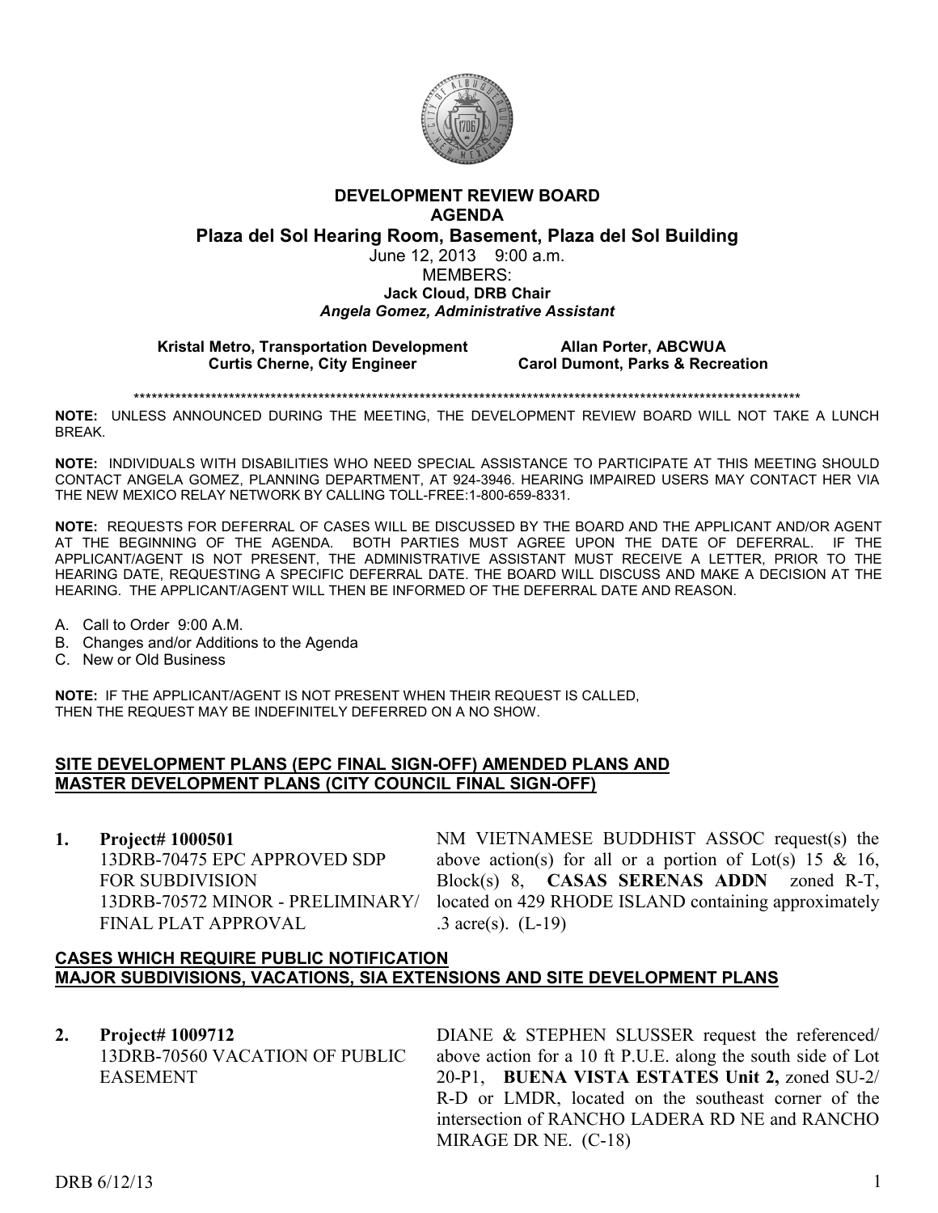# DEVELOPMENT REVIEW BOARD
## AGENDA
## Plaza del Sol Hearing Room, Basement, Plaza del Sol Building

June 12, 2013 9:00 a.m.

MEMBERS:

**Jack Cloud, DRB Chair**

***Angela Gomez, Administrative Assistant***

**Kristal Metro, Transportation Development**
**Curtis Cherne, City Engineer**
**Allan Porter, ABCWUA**
**Carol Dumont, Parks & Recreation**

******************************************************************************************************************

**NOTE:** UNLESS ANNOUNCED DURING THE MEETING, THE DEVELOPMENT REVIEW BOARD WILL NOT TAKE A LUNCH BREAK.

**NOTE:** INDIVIDUALS WITH DISABILITIES WHO NEED SPECIAL ASSISTANCE TO PARTICIPATE AT THIS MEETING SHOULD CONTACT ANGELA GOMEZ, PLANNING DEPARTMENT, AT 924-3946. HEARING IMPAIRED USERS MAY CONTACT HER VIA THE NEW MEXICO RELAY NETWORK BY CALLING TOLL-FREE:1-800-659-8331.

**NOTE:** REQUESTS FOR DEFERRAL OF CASES WILL BE DISCUSSED BY THE BOARD AND THE APPLICANT AND/OR AGENT AT THE BEGINNING OF THE AGENDA. BOTH PARTIES MUST AGREE UPON THE DATE OF DEFERRAL. IF THE APPLICANT/AGENT IS NOT PRESENT, THE ADMINISTRATIVE ASSISTANT MUST RECEIVE A LETTER, PRIOR TO THE HEARING DATE, REQUESTING A SPECIFIC DEFERRAL DATE. THE BOARD WILL DISCUSS AND MAKE A DECISION AT THE HEARING. THE APPLICANT/AGENT WILL THEN BE INFORMED OF THE DEFERRAL DATE AND REASON.

A. Call to Order 9:00 A.M.
B. Changes and/or Additions to the Agenda
C. New or Old Business

**NOTE:** IF THE APPLICANT/AGENT IS NOT PRESENT WHEN THEIR REQUEST IS CALLED, THEN THE REQUEST MAY BE INDEFINITELY DEFERRED ON A NO SHOW.

## SITE DEVELOPMENT PLANS (EPC FINAL SIGN-OFF) AMENDED PLANS AND MASTER DEVELOPMENT PLANS (CITY COUNCIL FINAL SIGN-OFF)

**1. Project# 1000501**
13DRB-70475 EPC APPROVED SDP FOR SUBDIVISION
13DRB-70572 MINOR - PRELIMINARY/ FINAL PLAT APPROVAL

NM VIETNAMESE BUDDHIST ASSOC request(s) the above action(s) for all or a portion of Lot(s) 15 & 16, Block(s) 8, **CASAS SERENAS ADDN** zoned R-T, located on 429 RHODE ISLAND containing approximately .3 acre(s). (L-19)

## CASES WHICH REQUIRE PUBLIC NOTIFICATION MAJOR SUBDIVISIONS, VACATIONS, SIA EXTENSIONS AND SITE DEVELOPMENT PLANS

**2. Project# 1009712**
13DRB-70560 VACATION OF PUBLIC EASEMENT

DIANE & STEPHEN SLUSSER request the referenced/ above action for a 10 ft P.U.E. along the south side of Lot 20-P1, **BUENA VISTA ESTATES Unit 2,** zoned SU-2/ R-D or LMDR, located on the southeast corner of the intersection of RANCHO LADERA RD NE and RANCHO MIRAGE DR NE. (C-18)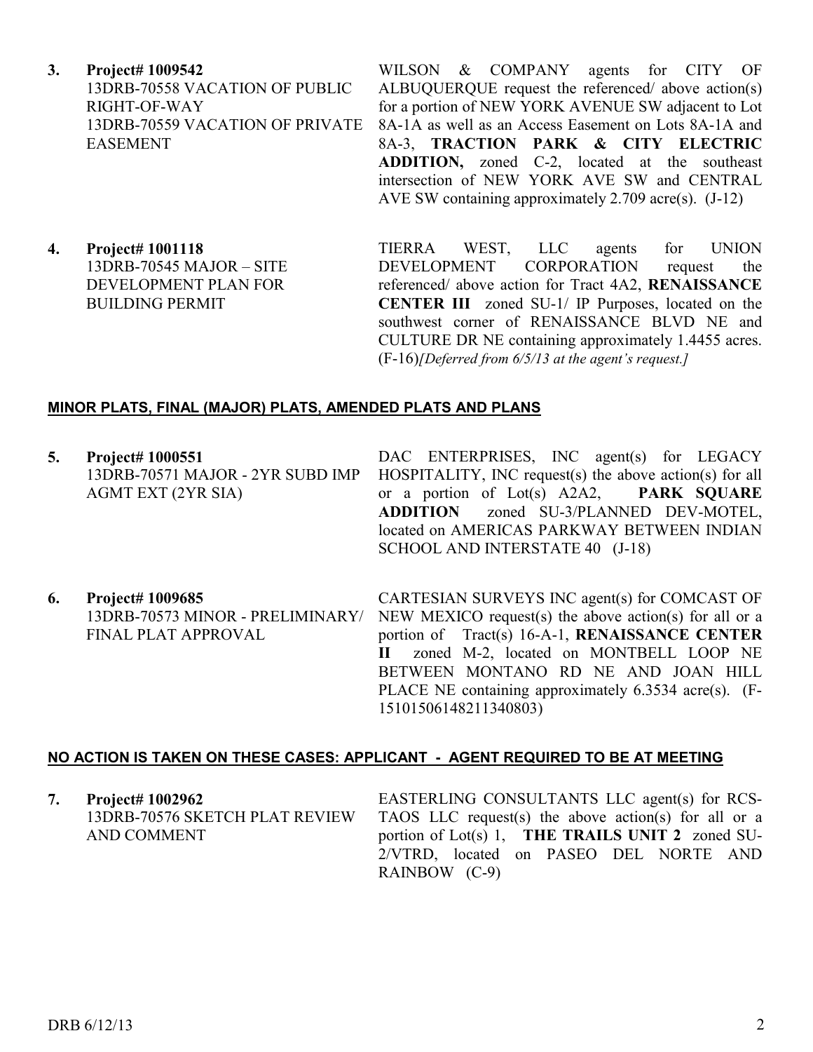**3. Project# 1009542**
13DRB-70558 VACATION OF PUBLIC RIGHT-OF-WAY
13DRB-70559 VACATION OF PRIVATE EASEMENT

WILSON & COMPANY agents for CITY OF ALBUQUERQUE request the referenced/ above action(s) for a portion of NEW YORK AVENUE SW adjacent to Lot 8A-1A as well as an Access Easement on Lots 8A-1A and 8A-3, **TRACTION PARK & CITY ELECTRIC ADDITION,** zoned C-2, located at the southeast intersection of NEW YORK AVE SW and CENTRAL AVE SW containing approximately 2.709 acre(s). (J-12)

**4. Project# 1001118**
13DRB-70545 MAJOR – SITE DEVELOPMENT PLAN FOR BUILDING PERMIT

TIERRA WEST, LLC agents for UNION DEVELOPMENT CORPORATION request the referenced/ above action for Tract 4A2, **RENAISSANCE CENTER III** zoned SU-1/ IP Purposes, located on the southwest corner of RENAISSANCE BLVD NE and CULTURE DR NE containing approximately 1.4455 acres. (F-16)*[Deferred from 6/5/13 at the agent's request.]*

## MINOR PLATS, FINAL (MAJOR) PLATS, AMENDED PLATS AND PLANS

**5. Project# 1000551**
13DRB-70571 MAJOR - 2YR SUBD IMP AGMT EXT (2YR SIA)

DAC ENTERPRISES, INC agent(s) for LEGACY HOSPITALITY, INC request(s) the above action(s) for all or a portion of Lot(s) A2A2, **PARK SQUARE ADDITION** zoned SU-3/PLANNED DEV-MOTEL, located on AMERICAS PARKWAY BETWEEN INDIAN SCHOOL AND INTERSTATE 40 (J-18)

**6. Project# 1009685**
13DRB-70573 MINOR - PRELIMINARY/ FINAL PLAT APPROVAL

CARTESIAN SURVEYS INC agent(s) for COMCAST OF NEW MEXICO request(s) the above action(s) for all or a portion of Tract(s) 16-A-1, **RENAISSANCE CENTER II** zoned M-2, located on MONTBELL LOOP NE BETWEEN MONTANO RD NE AND JOAN HILL PLACE NE containing approximately 6.3534 acre(s). (F-15101506148211340803)

## NO ACTION IS TAKEN ON THESE CASES: APPLICANT - AGENT REQUIRED TO BE AT MEETING

**7. Project# 1002962**
13DRB-70576 SKETCH PLAT REVIEW AND COMMENT

EASTERLING CONSULTANTS LLC agent(s) for RCS-TAOS LLC request(s) the above action(s) for all or a portion of Lot(s) 1, **THE TRAILS UNIT 2** zoned SU-2/VTRD, located on PASEO DEL NORTE AND RAINBOW (C-9)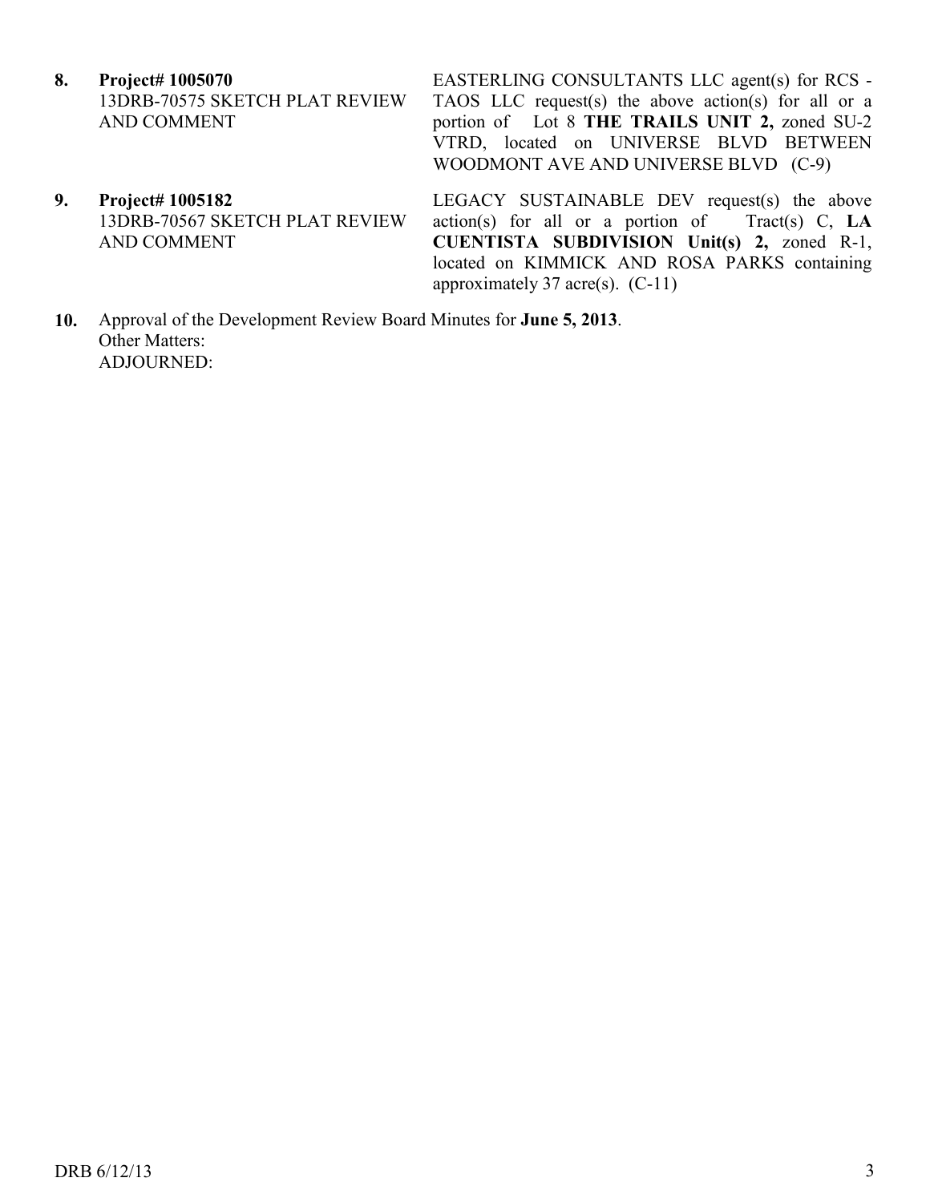**8.** **Project# 1005070**
13DRB-70575 SKETCH PLAT REVIEW AND COMMENT

EASTERLING CONSULTANTS LLC agent(s) for RCS - TAOS LLC request(s) the above action(s) for all or a portion of Lot 8 **THE TRAILS UNIT 2,** zoned SU-2 VTRD, located on UNIVERSE BLVD BETWEEN WOODMONT AVE AND UNIVERSE BLVD (C-9)

**9.** **Project# 1005182**
13DRB-70567 SKETCH PLAT REVIEW AND COMMENT

LEGACY SUSTAINABLE DEV request(s) the above action(s) for all or a portion of Tract(s) C, **LA CUENTISTA SUBDIVISION Unit(s) 2,** zoned R-1, located on KIMMICK AND ROSA PARKS containing approximately 37 acre(s). (C-11)

**10.** Approval of the Development Review Board Minutes for **June 5, 2013**.
Other Matters:
ADJOURNED: